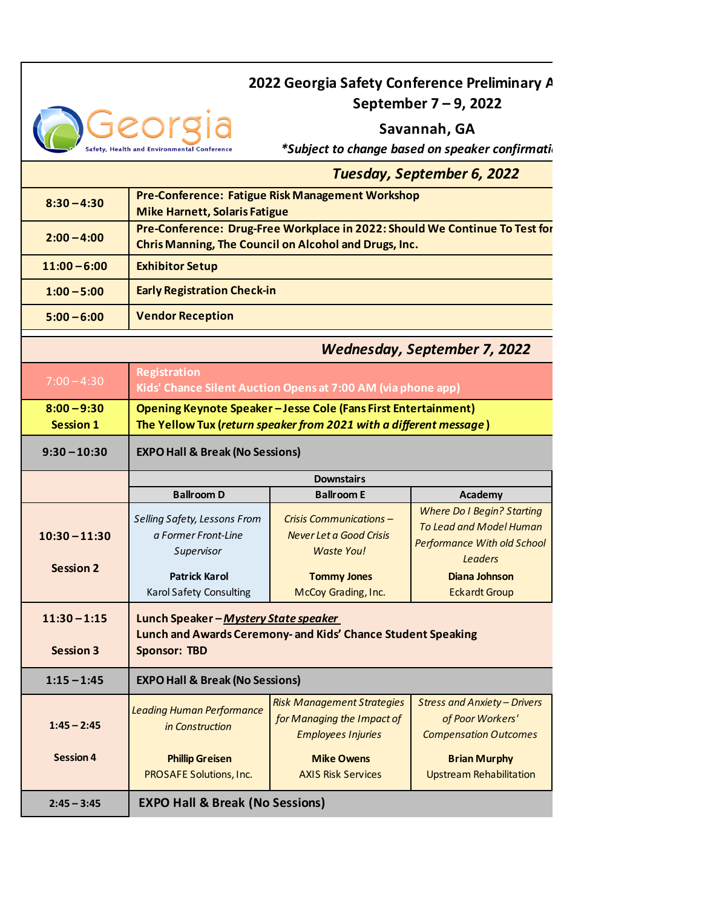# 2022 Georgia Safety Conference Preliminary A

**September 7 – 9, 2022**

**Savannah, GA**

***Subject to change based on speaker confirmati**

Georgia Safety, Health and Environmental Conference

## *Tuesday, September 6, 2022*

| Time | Event |
|---|---|
| **8:30 – 4:30** | **Pre-Conference: Fatigue Risk Management Workshop**<br>**Mike Harnett, Solaris Fatigue** |
| **2:00 – 4:00** | **Pre-Conference: Drug-Free Workplace in 2022: Should We Continue To Test for**<br>**Chris Manning, The Council on Alcohol and Drugs, Inc.** |
| **11:00 – 6:00** | **Exhibitor Setup** |
| **1:00 – 5:00** | **Early Registration Check-in** |
| **5:00 – 6:00** | **Vendor Reception** |

## *Wednesday, September 7, 2022*

| Time | Event | | |
|---|---|---|---|
| 7:00 – 4:30 | **Registration**<br>**Kids' Chance Silent Auction Opens at 7:00 AM (via phone app)** | | |
| **8:00 – 9:30**<br>**Session 1** | **Opening Keynote Speaker – Jesse Cole (Fans First Entertainment)**<br>**The Yellow Tux (*return speaker from 2021 with a different message*)** | | |
| **9:30 – 10:30** | **EXPO Hall & Break (No Sessions)** | | |
| | **Downstairs** | | |
| | **Ballroom D** | **Ballroom E** | **Academy** |
| **10:30 – 11:30**<br><br>**Session 2** | *Selling Safety, Lessons From a Former Front-Line Supervisor*<br><br>**Patrick Karol**<br>Karol Safety Consulting | *Crisis Communications – Never Let a Good Crisis Waste You!*<br><br>**Tommy Jones**<br>McCoy Grading, Inc. | *Where Do I Begin? Starting To Lead and Model Human Performance With old School Leaders*<br><br>**Diana Johnson**<br>Eckardt Group |
| **11:30 – 1:15**<br><br>**Session 3** | **Lunch Speaker – *Mystery State speaker***<br>**Lunch and Awards Ceremony- and Kids' Chance Student Speaking**<br>**Sponsor: TBD** | | |
| **1:15 – 1:45** | **EXPO Hall & Break (No Sessions)** | | |
| **1:45 – 2:45**<br><br>**Session 4** | *Leading Human Performance in Construction*<br><br>**Phillip Greisen**<br>PROSAFE Solutions, Inc. | *Risk Management Strategies for Managing the Impact of Employees Injuries*<br><br>**Mike Owens**<br>AXIS Risk Services | *Stress and Anxiety – Drivers of Poor Workers' Compensation Outcomes*<br><br>**Brian Murphy**<br>Upstream Rehabilitation |
| **2:45 – 3:45** | **EXPO Hall & Break (No Sessions)** | | |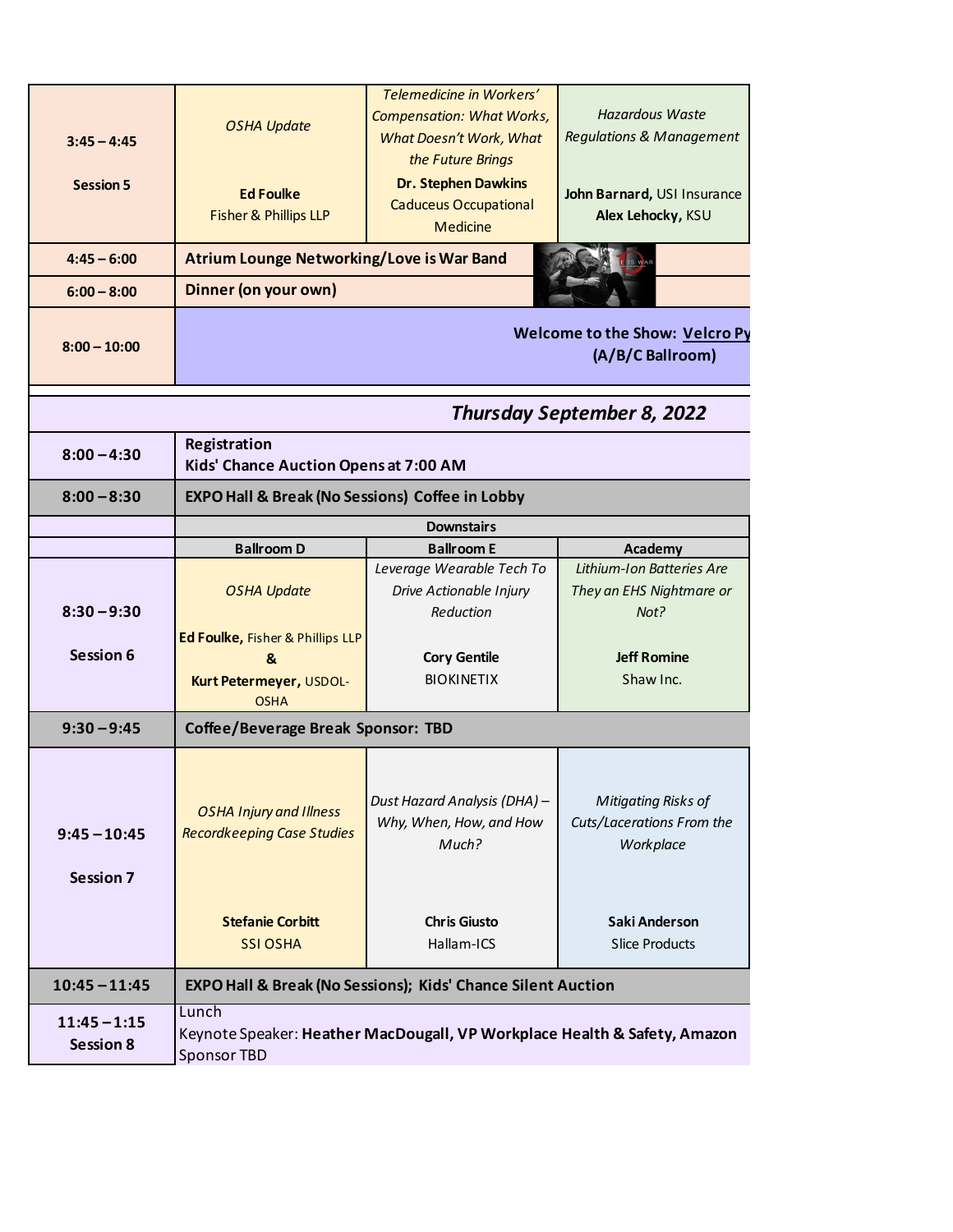| | | | |
|---|---|---|---|
| **3:45 – 4:45** <br><br> **Session 5** | *OSHA Update* <br><br> **Ed Foulke** <br> Fisher & Phillips LLP | *Telemedicine in Workers' Compensation: What Works, What Doesn't Work, What the Future Brings* <br> **Dr. Stephen Dawkins** <br> Caduceus Occupational Medicine | *Hazardous Waste Regulations & Management* <br><br> **John Barnard,** USI Insurance <br> **Alex Lehocky,** KSU |
| **4:45 – 6:00** | **Atrium Lounge Networking/Love is War Band** | | |
| **6:00 – 8:00** | **Dinner (on your own)** | | |
| **8:00 – 10:00** | **Welcome to the Show: Velcro Py** <br> **(A/B/C Ballroom)** | | |

## *Thursday September 8, 2022*

| | | | |
|---|---|---|---|
| **8:00 – 4:30** | **Registration** <br> **Kids' Chance Auction Opens at 7:00 AM** | | |
| **8:00 – 8:30** | **EXPO Hall & Break (No Sessions) Coffee in Lobby** | | |
| | **Downstairs** | | |
| | **Ballroom D** | **Ballroom E** | **Academy** |
| **8:30 – 9:30** <br><br> **Session 6** | *OSHA Update* <br><br> **Ed Foulke,** Fisher & Phillips LLP <br> **&** <br> **Kurt Petermeyer,** USDOL-OSHA | *Leverage Wearable Tech To Drive Actionable Injury Reduction* <br><br> **Cory Gentile** <br> BIOKINETIX | *Lithium-Ion Batteries Are They an EHS Nightmare or Not?* <br><br> **Jeff Romine** <br> Shaw Inc. |
| **9:30 – 9:45** | **Coffee/Beverage Break Sponsor: TBD** | | |
| **9:45 – 10:45** <br><br> **Session 7** | *OSHA Injury and Illness Recordkeeping Case Studies* <br><br> **Stefanie Corbitt** <br> SSI OSHA | *Dust Hazard Analysis (DHA) – Why, When, How, and How Much?* <br><br> **Chris Giusto** <br> Hallam-ICS | *Mitigating Risks of Cuts/Lacerations From the Workplace* <br><br> **Saki Anderson** <br> Slice Products |
| **10:45 – 11:45** | **EXPO Hall & Break (No Sessions); Kids' Chance Silent Auction** | | |
| **11:45 – 1:15** <br> **Session 8** | Lunch <br> Keynote Speaker: **Heather MacDougall, VP Workplace Health & Safety, Amazon** <br> Sponsor TBD | | |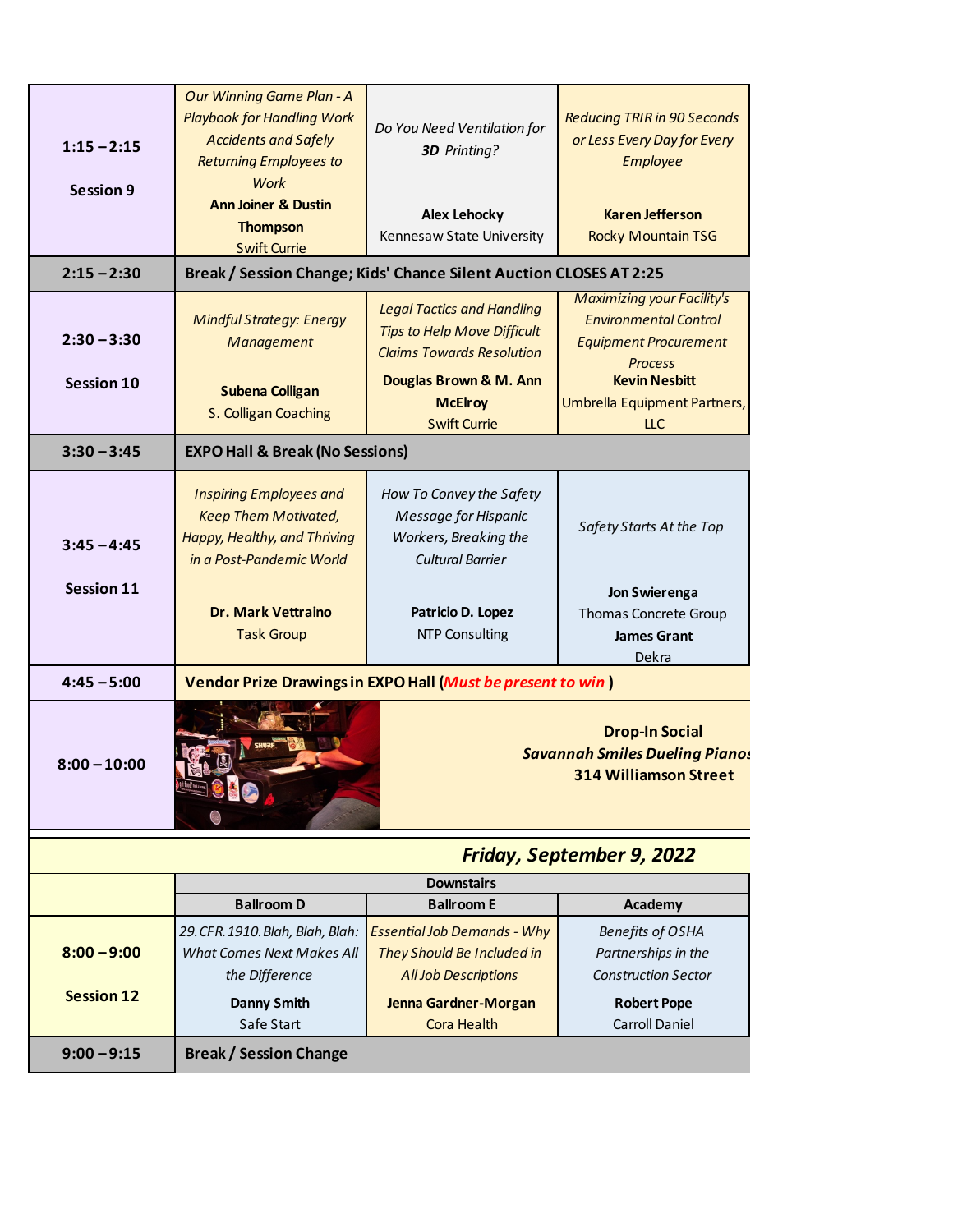| Time / Session | | | |
|---|---|---|---|
| **1:15 – 2:15** **Session 9** | *Our Winning Game Plan - A Playbook for Handling Work Accidents and Safely Returning Employees to Work* **Ann Joiner & Dustin Thompson** Swift Currie | *Do You Need Ventilation for **3D** Printing?* **Alex Lehocky** Kennesaw State University | *Reducing TRIR in 90 Seconds or Less Every Day for Every Employee* **Karen Jefferson** Rocky Mountain TSG |
| **2:15 – 2:30** | **Break / Session Change; Kids' Chance Silent Auction CLOSES AT 2:25** | | |
| **2:30 – 3:30** **Session 10** | *Mindful Strategy: Energy Management* **Subena Colligan** S. Colligan Coaching | *Legal Tactics and Handling Tips to Help Move Difficult Claims Towards Resolution* **Douglas Brown & M. Ann McElroy** Swift Currie | *Maximizing your Facility's Environmental Control Equipment Procurement Process* **Kevin Nesbitt** Umbrella Equipment Partners, LLC |
| **3:30 – 3:45** | **EXPO Hall & Break (No Sessions)** | | |
| **3:45 – 4:45** **Session 11** | *Inspiring Employees and Keep Them Motivated, Happy, Healthy, and Thriving in a Post-Pandemic World* **Dr. Mark Vettraino** Task Group | *How To Convey the Safety Message for Hispanic Workers, Breaking the Cultural Barrier* **Patricio D. Lopez** NTP Consulting | *Safety Starts At the Top* **Jon Swierenga** Thomas Concrete Group **James Grant** Dekra |
| **4:45 – 5:00** | **Vendor Prize Drawings in EXPO Hall (*Must be present to win*)** | | |
| **8:00 – 10:00** | **Drop-In Social** ***Savannah Smiles Dueling Pianos*** **314 Williamson Street** | | |

## *Friday, September 9, 2022*

| | Downstairs | | |
|---|---|---|---|
| | **Ballroom D** | **Ballroom E** | **Academy** |
| **8:00 – 9:00** **Session 12** | *29.CFR.1910.Blah, Blah, Blah: What Comes Next Makes All the Difference* **Danny Smith** Safe Start | *Essential Job Demands - Why They Should Be Included in All Job Descriptions* **Jenna Gardner-Morgan** Cora Health | *Benefits of OSHA Partnerships in the Construction Sector* **Robert Pope** Carroll Daniel |
| **9:00 – 9:15** | **Break / Session Change** | | |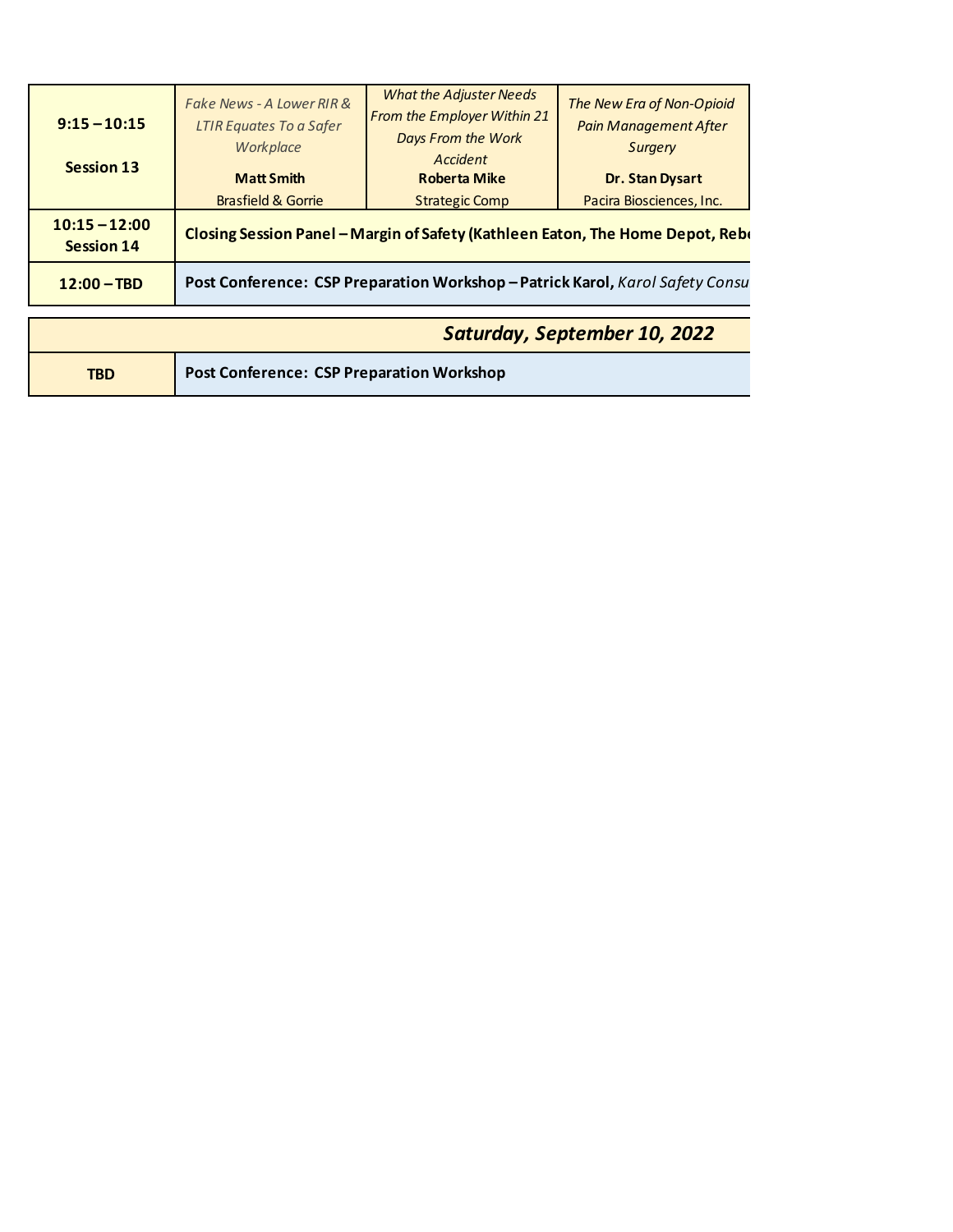| | | | |
|---|---|---|---|
| **9:15 – 10:15**<br><br>**Session 13** | *Fake News - A Lower RIR & LTIR Equates To a Safer Workplace*<br>**Matt Smith**<br>Brasfield & Gorrie | *What the Adjuster Needs From the Employer Within 21 Days From the Work Accident*<br>**Roberta Mike**<br>Strategic Comp | *The New Era of Non-Opioid Pain Management After Surgery*<br>**Dr. Stan Dysart**<br>Pacira Biosciences, Inc. |
| **10:15 – 12:00**<br>**Session 14** | **Closing Session Panel – Margin of Safety (Kathleen Eaton, The Home Depot, Rebe** | | |
| **12:00 – TBD** | **Post Conference: CSP Preparation Workshop – Patrick Karol,** *Karol Safety Consu* | | |

| | |
|---|---|
| | ***Saturday, September 10, 2022*** |
| **TBD** | **Post Conference: CSP Preparation Workshop** |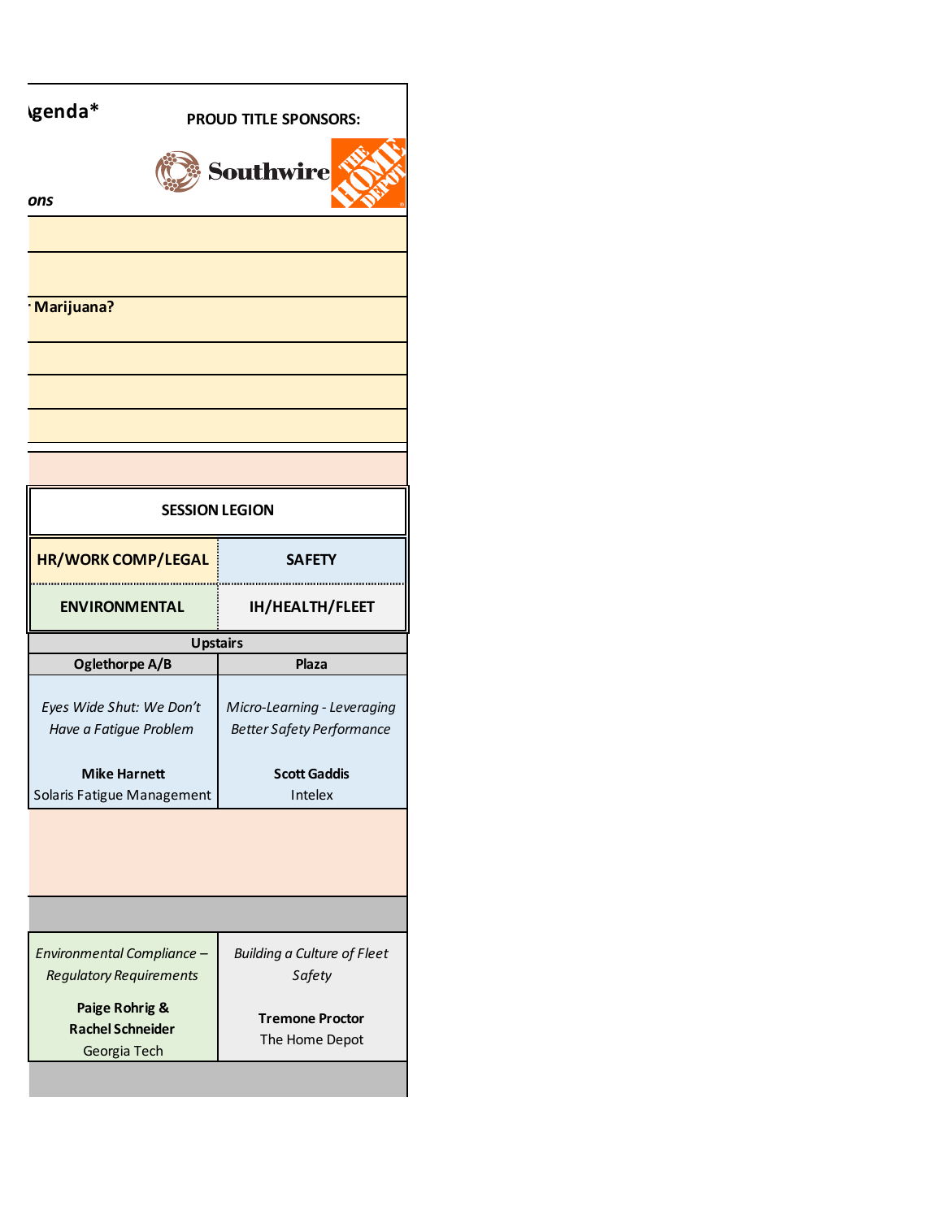genda*

**PROUD TITLE SPONSORS:**

Southwire

ons

Marijuana?

| SESSION LEGION | |
|---|---|
| **HR/WORK COMP/LEGAL** | **SAFETY** |
| **ENVIRONMENTAL** | **IH/HEALTH/FLEET** |

| Upstairs | |
|---|---|
| **Oglethorpe A/B** | **Plaza** |
| *Eyes Wide Shut: We Don't Have a Fatigue Problem*<br><br>**Mike Harnett**<br>Solaris Fatigue Management | *Micro-Learning - Leveraging Better Safety Performance*<br><br>**Scott Gaddis**<br>Intelex |
| | |
| | |
| *Environmental Compliance – Regulatory Requirements*<br><br>**Paige Rohrig & Rachel Schneider**<br>Georgia Tech | *Building a Culture of Fleet Safety*<br><br>**Tremone Proctor**<br>The Home Depot |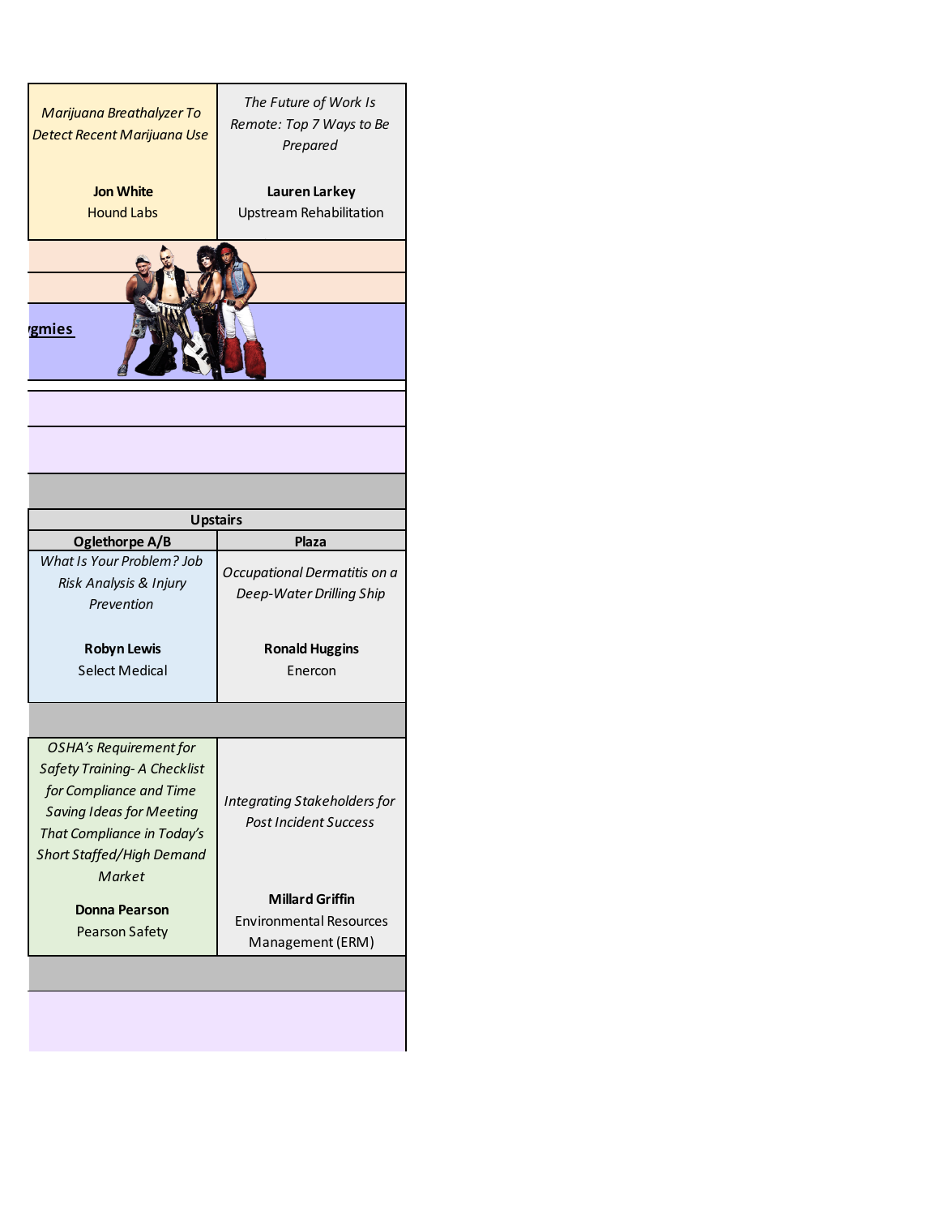| | |
|---|---|
| *Marijuana Breathalyzer To Detect Recent Marijuana Use*<br><br>**Jon White**<br>Hound Labs | *The Future of Work Is Remote: Top 7 Ways to Be Prepared*<br><br>**Lauren Larkey**<br>Upstream Rehabilitation |

ygmies

| **Upstairs** | |
|---|---|
| **Oglethorpe A/B** | **Plaza** |
| *What Is Your Problem? Job Risk Analysis & Injury Prevention*<br><br>**Robyn Lewis**<br>Select Medical | *Occupational Dermatitis on a Deep-Water Drilling Ship*<br><br>**Ronald Huggins**<br>Enercon |
| | |
| *OSHA's Requirement for Safety Training- A Checklist for Compliance and Time Saving Ideas for Meeting That Compliance in Today's Short Staffed/High Demand Market*<br><br>**Donna Pearson**<br>Pearson Safety | *Integrating Stakeholders for Post Incident Success*<br><br>**Millard Griffin**<br>Environmental Resources Management (ERM) |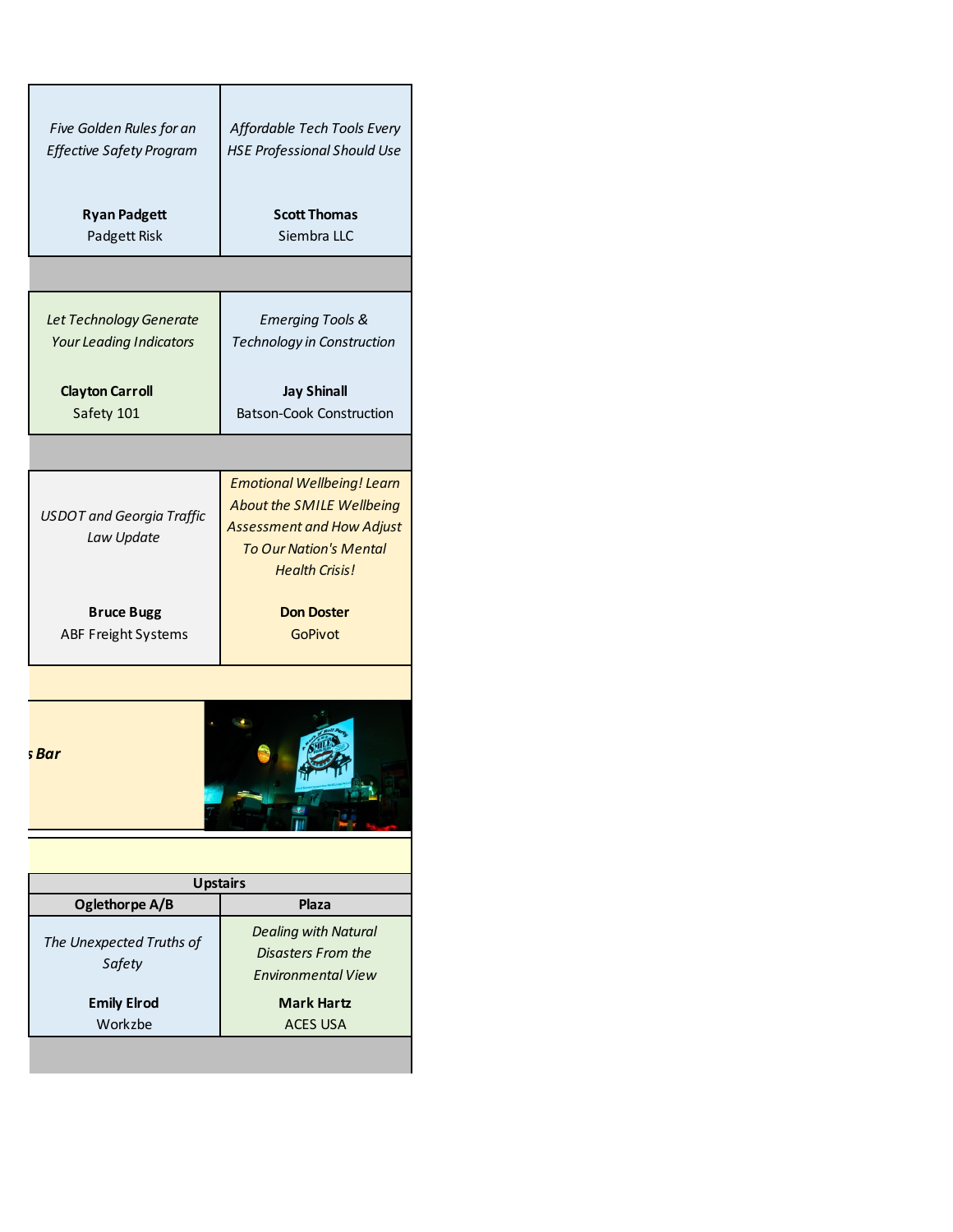| | |
|---|---|
| *Five Golden Rules for an Effective Safety Program*<br><br>**Ryan Padgett**<br>Padgett Risk | *Affordable Tech Tools Every HSE Professional Should Use*<br><br>**Scott Thomas**<br>Siembra LLC |
| | |
| *Let Technology Generate Your Leading Indicators*<br><br>**Clayton Carroll**<br>Safety 101 | *Emerging Tools & Technology in Construction*<br><br>**Jay Shinall**<br>Batson-Cook Construction |
| | |
| *USDOT and Georgia Traffic Law Update*<br><br>**Bruce Bugg**<br>ABF Freight Systems | *Emotional Wellbeing! Learn About the SMILE Wellbeing Assessment and How Adjust To Our Nation's Mental Health Crisis!*<br><br>**Don Doster**<br>GoPivot |

***s Bar***

| Upstairs | |
|---|---|
| **Oglethorpe A/B** | **Plaza** |
| *The Unexpected Truths of Safety*<br><br>**Emily Elrod**<br>Workzbe | *Dealing with Natural Disasters From the Environmental View*<br><br>**Mark Hartz**<br>ACES USA |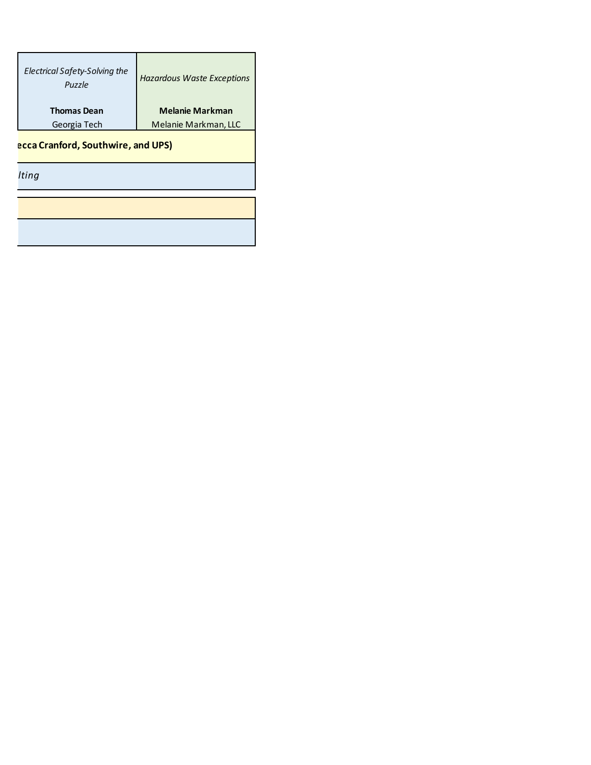| | |
|---|---|
| *Electrical Safety-Solving the Puzzle*<br><br>**Thomas Dean**<br>Georgia Tech | *Hazardous Waste Exceptions*<br><br>**Melanie Markman**<br>Melanie Markman, LLC |
| **ecca Cranford, Southwire, and UPS)** | |
| *lting* | |
| | |
| | |